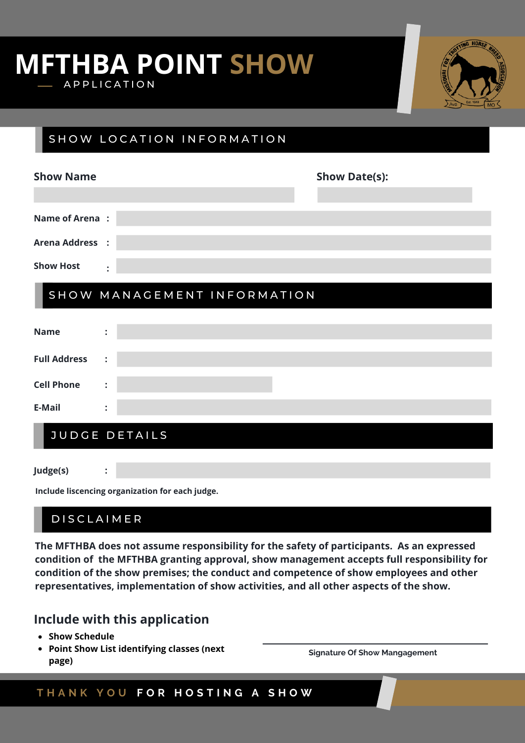# MFTHBA POINT SHOW

APPLICATION

## SHOW LOCATION INFORMATION

**Show Name**

**Show Date(s):**

**Name of Arena :**

**Arena Address :**

**Show Host :**

## SHOW MANAGEMENT INFORMATION

**Name :**

**Full Address :**

**Cell Phone :**

**E-Mail :**

## JUDGE DETAILS

**Judge(s) :**

**Include liscencing organization for each judge.**

## DISCLAIMER

**The MFTHBA does not assume responsibility for the safety of participants. As an expressed condition of the MFTHBA granting approval, show management accepts full responsibility for condition of the show premises; the conduct and competence of show employees and other representatives, implementation of show activities, and all other aspects of the show.**

## Include with this application

- **Show Schedule**
- **Point Show List identifying classes (next page)**

Signature Of Show Mangagement

THANK YOU **FOR HOSTING A SHOW**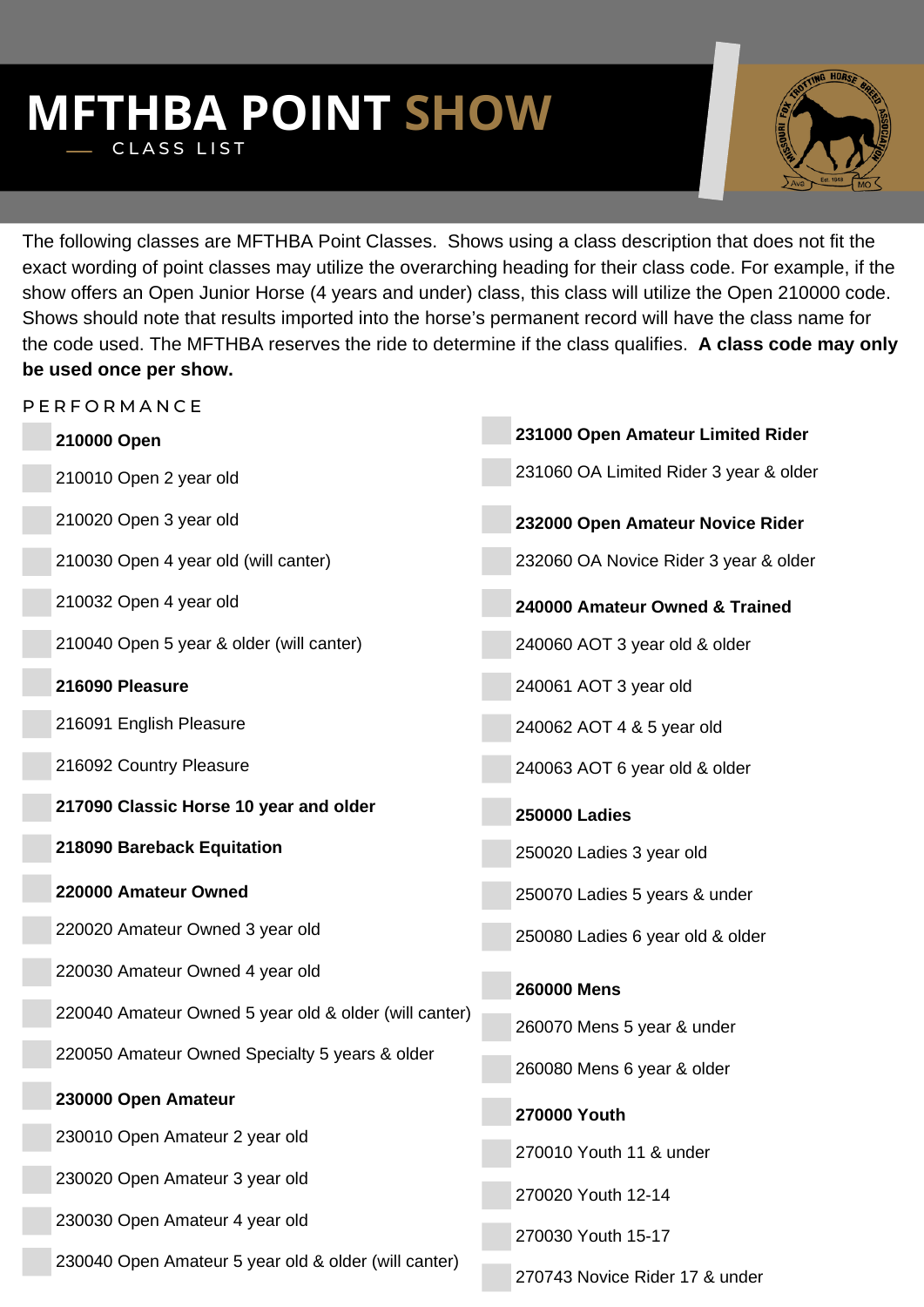# MFTHBA POINT SHOW

CLASS LIST

The following classes are MFTHBA Point Classes. Shows using a class description that does not fit the exact wording of point classes may utilize the overarching heading for their class code. For example, if the show offers an Open Junior Horse (4 years and under) class, this class will utilize the Open 210000 code. Shows should note that results imported into the horse's permanent record will have the class name for the code used. The MFTHBA reserves the ride to determine if the class qualifies. **A class code may only be used once per show.**

## PERFORMANCE

**210000 Open**

210010 Open 2 year old

210020 Open 3 year old

210030 Open 4 year old (will canter)

210032 Open 4 year old

210040 Open 5 year & older (will canter)

**216090 Pleasure**

216091 English Pleasure

216092 Country Pleasure

**217090 Classic Horse 10 year and older**

**218090 Bareback Equitation**

**220000 Amateur Owned**

220020 Amateur Owned 3 year old

220030 Amateur Owned 4 year old

220040 Amateur Owned 5 year old & older (will canter)

220050 Amateur Owned Specialty 5 years & older

**230000 Open Amateur**

230010 Open Amateur 2 year old

230020 Open Amateur 3 year old

230030 Open Amateur 4 year old

230040 Open Amateur 5 year old & older (will canter)

**231000 Open Amateur Limited Rider**

231060 OA Limited Rider 3 year & older

**232000 Open Amateur Novice Rider**

232060 OA Novice Rider 3 year & older

**240000 Amateur Owned & Trained**

240060 AOT 3 year old & older

240061 AOT 3 year old

240062 AOT 4 & 5 year old

240063 AOT 6 year old & older

**250000 Ladies**

250020 Ladies 3 year old

250070 Ladies 5 years & under

250080 Ladies 6 year old & older

**260000 Mens**

260070 Mens 5 year & under

260080 Mens 6 year & older

**270000 Youth**

270010 Youth 11 & under

270020 Youth 12-14

270030 Youth 15-17

270743 Novice Rider 17 & under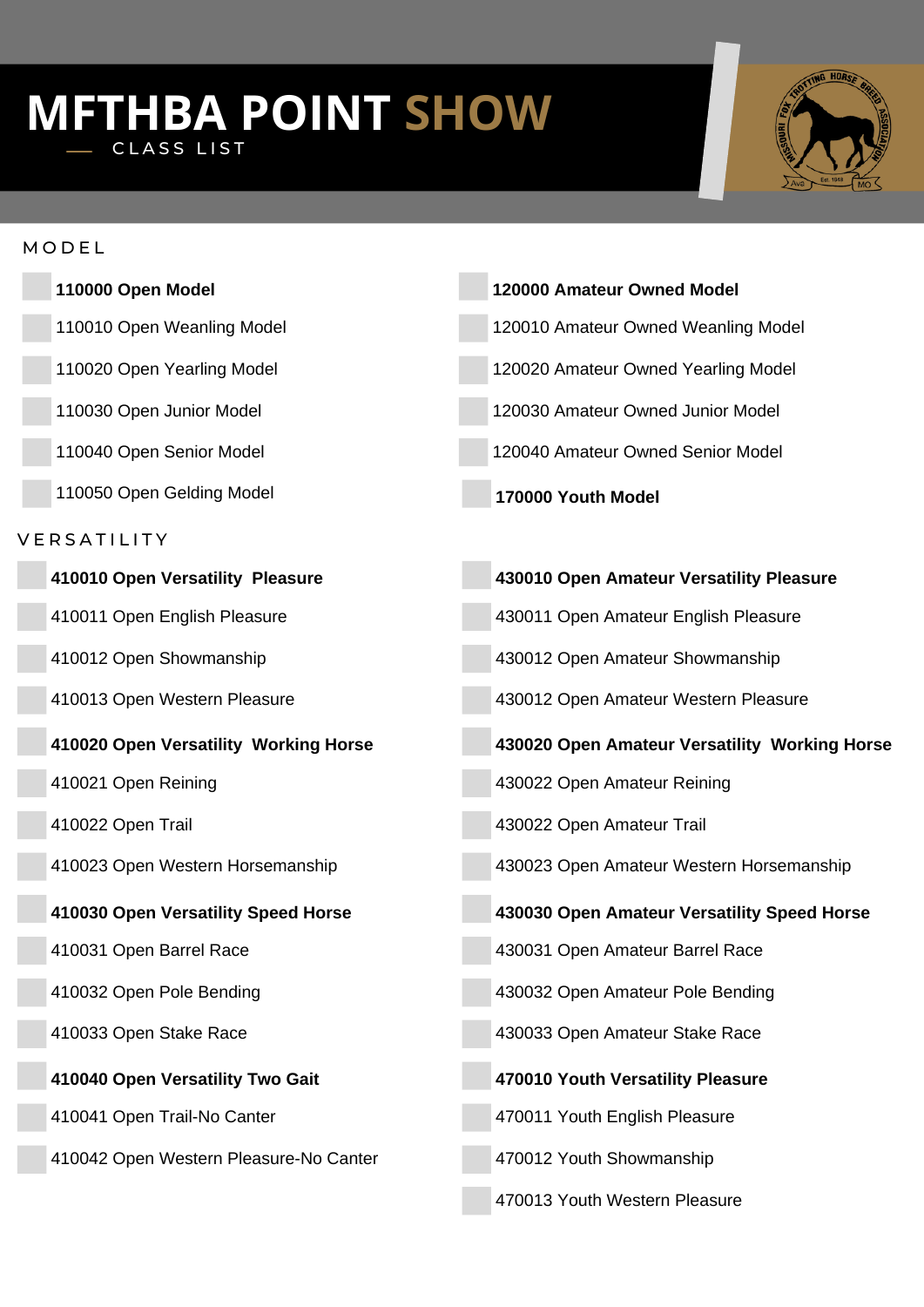# MFTHBA POINT SHOW

CLASS LIST

## MODEL

- **110000 Open Model**
- 110010 Open Weanling Model
- 110020 Open Yearling Model
- 110030 Open Junior Model
- 110040 Open Senior Model
- 110050 Open Gelding Model

- **120000 Amateur Owned Model**
- 120010 Amateur Owned Weanling Model
- 120020 Amateur Owned Yearling Model
- 120030 Amateur Owned Junior Model
- 120040 Amateur Owned Senior Model

- **170000 Youth Model**

## VERSATILITY

- **410010 Open Versatility  Pleasure**
- 410011 Open English Pleasure
- 410012 Open Showmanship
- 410013 Open Western Pleasure

- **410020 Open Versatility  Working Horse**
- 410021 Open Reining
- 410022 Open Trail
- 410023 Open Western Horsemanship

- **410030 Open Versatility Speed Horse**
- 410031 Open Barrel Race
- 410032 Open Pole Bending
- 410033 Open Stake Race

- **410040 Open Versatility Two Gait**
- 410041 Open Trail-No Canter
- 410042 Open Western Pleasure-No Canter

- **430010 Open Amateur Versatility Pleasure**
- 430011 Open Amateur English Pleasure
- 430012 Open Amateur Showmanship
- 430012 Open Amateur Western Pleasure

- **430020 Open Amateur Versatility  Working Horse**
- 430022 Open Amateur Reining
- 430022 Open Amateur Trail
- 430023 Open Amateur Western Horsemanship

- **430030 Open Amateur Versatility Speed Horse**
- 430031 Open Amateur Barrel Race
- 430032 Open Amateur Pole Bending
- 430033 Open Amateur Stake Race

- **470010 Youth Versatility Pleasure**
- 470011 Youth English Pleasure
- 470012 Youth Showmanship
- 470013 Youth Western Pleasure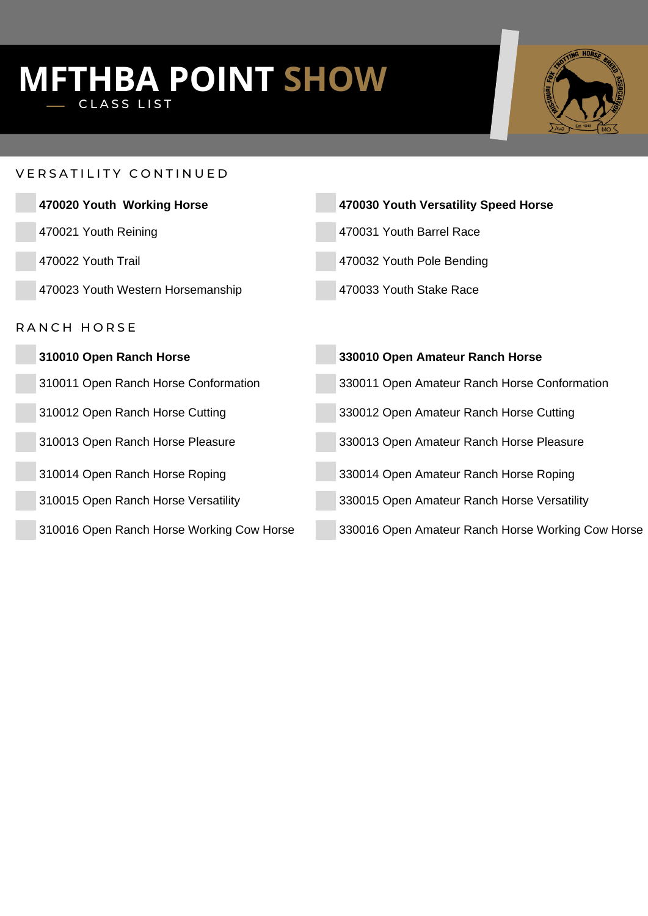# MFTHBA POINT SHOW

CLASS LIST

## VERSATILITY CONTINUED

- **470020 Youth  Working Horse**
- 470021 Youth Reining
- 470022 Youth Trail
- 470023 Youth Western Horsemanship

- **470030 Youth Versatility Speed Horse**
- 470031 Youth Barrel Race
- 470032 Youth Pole Bending
- 470033 Youth Stake Race

## RANCH HORSE

- **310010 Open Ranch Horse**
- 310011 Open Ranch Horse Conformation
- 310012 Open Ranch Horse Cutting
- 310013 Open Ranch Horse Pleasure
- 310014 Open Ranch Horse Roping
- 310015 Open Ranch Horse Versatility
- 310016 Open Ranch Horse Working Cow Horse

- **330010 Open Amateur Ranch Horse**
- 330011 Open Amateur Ranch Horse Conformation
- 330012 Open Amateur Ranch Horse Cutting
- 330013 Open Amateur Ranch Horse Pleasure
- 330014 Open Amateur Ranch Horse Roping
- 330015 Open Amateur Ranch Horse Versatility
- 330016 Open Amateur Ranch Horse Working Cow Horse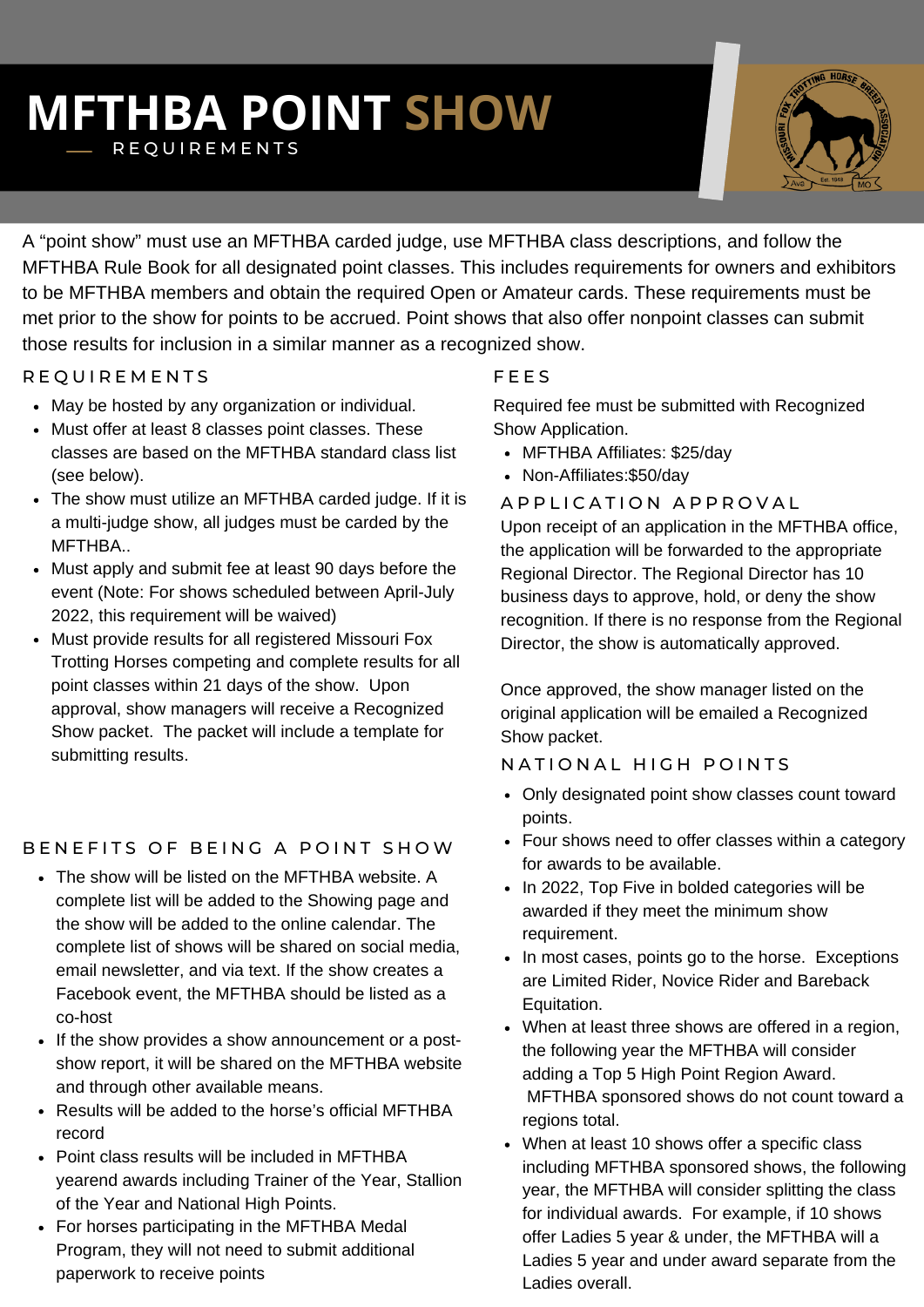# MFTHBA POINT SHOW

REQUIREMENTS

A "point show" must use an MFTHBA carded judge, use MFTHBA class descriptions, and follow the MFTHBA Rule Book for all designated point classes. This includes requirements for owners and exhibitors to be MFTHBA members and obtain the required Open or Amateur cards. These requirements must be met prior to the show for points to be accrued. Point shows that also offer nonpoint classes can submit those results for inclusion in a similar manner as a recognized show.

## REQUIREMENTS

- May be hosted by any organization or individual.
- Must offer at least 8 classes point classes. These classes are based on the MFTHBA standard class list (see below).
- The show must utilize an MFTHBA carded judge. If it is a multi-judge show, all judges must be carded by the MFTHBA..
- Must apply and submit fee at least 90 days before the event (Note: For shows scheduled between April-July 2022, this requirement will be waived)
- Must provide results for all registered Missouri Fox Trotting Horses competing and complete results for all point classes within 21 days of the show. Upon approval, show managers will receive a Recognized Show packet. The packet will include a template for submitting results.

## BENEFITS OF BEING A POINT SHOW

- The show will be listed on the MFTHBA website. A complete list will be added to the Showing page and the show will be added to the online calendar. The complete list of shows will be shared on social media, email newsletter, and via text. If the show creates a Facebook event, the MFTHBA should be listed as a co-host
- If the show provides a show announcement or a post-show report, it will be shared on the MFTHBA website and through other available means.
- Results will be added to the horse's official MFTHBA record
- Point class results will be included in MFTHBA yearend awards including Trainer of the Year, Stallion of the Year and National High Points.
- For horses participating in the MFTHBA Medal Program, they will not need to submit additional paperwork to receive points

## FEES

Required fee must be submitted with Recognized Show Application.

- MFTHBA Affiliates: $25/day
- Non-Affiliates:$50/day

## APPLICATION APPROVAL

Upon receipt of an application in the MFTHBA office, the application will be forwarded to the appropriate Regional Director. The Regional Director has 10 business days to approve, hold, or deny the show recognition. If there is no response from the Regional Director, the show is automatically approved.

Once approved, the show manager listed on the original application will be emailed a Recognized Show packet.

## NATIONAL HIGH POINTS

- Only designated point show classes count toward points.
- Four shows need to offer classes within a category for awards to be available.
- In 2022, Top Five in bolded categories will be awarded if they meet the minimum show requirement.
- In most cases, points go to the horse. Exceptions are Limited Rider, Novice Rider and Bareback Equitation.
- When at least three shows are offered in a region, the following year the MFTHBA will consider adding a Top 5 High Point Region Award. MFTHBA sponsored shows do not count toward a regions total.
- When at least 10 shows offer a specific class including MFTHBA sponsored shows, the following year, the MFTHBA will consider splitting the class for individual awards. For example, if 10 shows offer Ladies 5 year & under, the MFTHBA will a Ladies 5 year and under award separate from the Ladies overall.